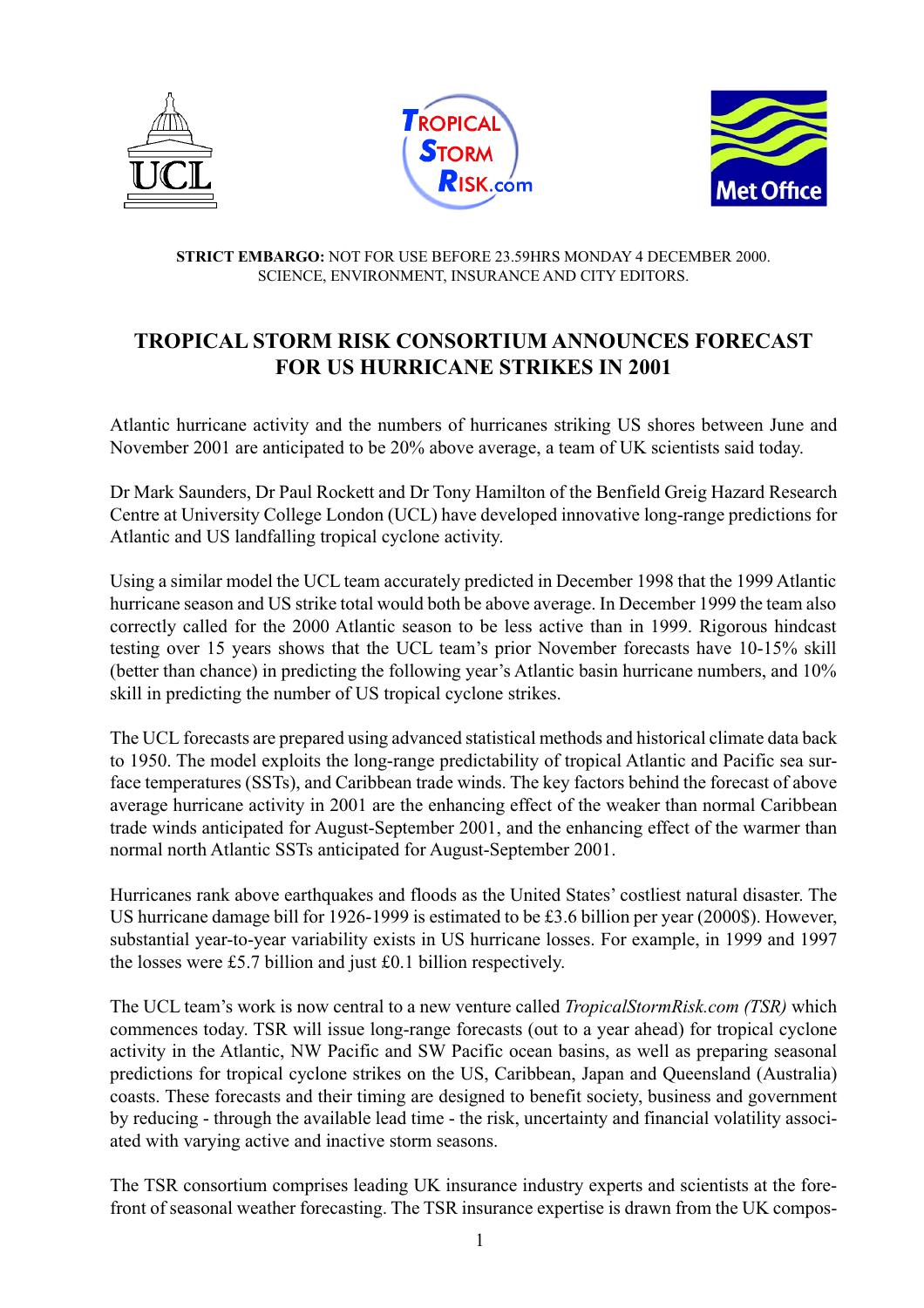**STRICT EMBARGO:** NOT FOR USE BEFORE 23.59HRS MONDAY 4 DECEMBER 2000.
SCIENCE, ENVIRONMENT, INSURANCE AND CITY EDITORS.

# TROPICAL STORM RISK CONSORTIUM ANNOUNCES FORECAST FOR US HURRICANE STRIKES IN 2001

Atlantic hurricane activity and the numbers of hurricanes striking US shores between June and November 2001 are anticipated to be 20% above average, a team of UK scientists said today.

Dr Mark Saunders, Dr Paul Rockett and Dr Tony Hamilton of the Benfield Greig Hazard Research Centre at University College London (UCL) have developed innovative long-range predictions for Atlantic and US landfalling tropical cyclone activity.

Using a similar model the UCL team accurately predicted in December 1998 that the 1999 Atlantic hurricane season and US strike total would both be above average. In December 1999 the team also correctly called for the 2000 Atlantic season to be less active than in 1999. Rigorous hindcast testing over 15 years shows that the UCL team's prior November forecasts have 10-15% skill (better than chance) in predicting the following year's Atlantic basin hurricane numbers, and 10% skill in predicting the number of US tropical cyclone strikes.

The UCL forecasts are prepared using advanced statistical methods and historical climate data back to 1950. The model exploits the long-range predictability of tropical Atlantic and Pacific sea surface temperatures (SSTs), and Caribbean trade winds. The key factors behind the forecast of above average hurricane activity in 2001 are the enhancing effect of the weaker than normal Caribbean trade winds anticipated for August-September 2001, and the enhancing effect of the warmer than normal north Atlantic SSTs anticipated for August-September 2001.

Hurricanes rank above earthquakes and floods as the United States' costliest natural disaster. The US hurricane damage bill for 1926-1999 is estimated to be £3.6 billion per year (2000$). However, substantial year-to-year variability exists in US hurricane losses. For example, in 1999 and 1997 the losses were £5.7 billion and just £0.1 billion respectively.

The UCL team's work is now central to a new venture called *TropicalStormRisk.com (TSR)* which commences today. TSR will issue long-range forecasts (out to a year ahead) for tropical cyclone activity in the Atlantic, NW Pacific and SW Pacific ocean basins, as well as preparing seasonal predictions for tropical cyclone strikes on the US, Caribbean, Japan and Queensland (Australia) coasts. These forecasts and their timing are designed to benefit society, business and government by reducing - through the available lead time - the risk, uncertainty and financial volatility associated with varying active and inactive storm seasons.

The TSR consortium comprises leading UK insurance industry experts and scientists at the forefront of seasonal weather forecasting. The TSR insurance expertise is drawn from the UK compos-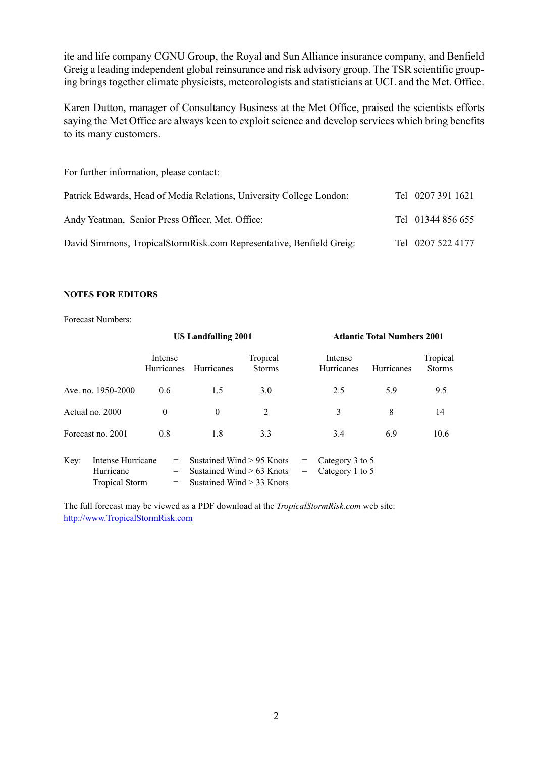ite and life company CGNU Group, the Royal and Sun Alliance insurance company, and Benfield Greig a leading independent global reinsurance and risk advisory group. The TSR scientific grouping brings together climate physicists, meteorologists and statisticians at UCL and the Met. Office.

Karen Dutton, manager of Consultancy Business at the Met Office, praised the scientists efforts saying the Met Office are always keen to exploit science and develop services which bring benefits to its many customers.

For further information, please contact:

| | |
|---|---|
| Patrick Edwards, Head of Media Relations, University College London: | Tel 0207 391 1621 |
| Andy Yeatman, Senior Press Officer, Met. Office: | Tel 01344 856 655 |
| David Simmons, TropicalStormRisk.com Representative, Benfield Greig: | Tel 0207 522 4177 |

**NOTES FOR EDITORS**

Forecast Numbers:

| | US Landfalling 2001 | | | Atlantic Total Numbers 2001 | | |
|---|---|---|---|---|---|---|
| | Intense Hurricanes | Hurricanes | Tropical Storms | Intense Hurricanes | Hurricanes | Tropical Storms |
| Ave. no. 1950-2000 | 0.6 | 1.5 | 3.0 | 2.5 | 5.9 | 9.5 |
| Actual no. 2000 | 0 | 0 | 2 | 3 | 8 | 14 |
| Forecast no. 2001 | 0.8 | 1.8 | 3.3 | 3.4 | 6.9 | 10.6 |

Key:

| | | | | |
|---|---|---|---|---|
| Intense Hurricane | = | Sustained Wind > 95 Knots | = | Category 3 to 5 |
| Hurricane | = | Sustained Wind > 63 Knots | = | Category 1 to 5 |
| Tropical Storm | = | Sustained Wind > 33 Knots | | |

The full forecast may be viewed as a PDF download at the *TropicalStormRisk.com* web site: http://www.TropicalStormRisk.com